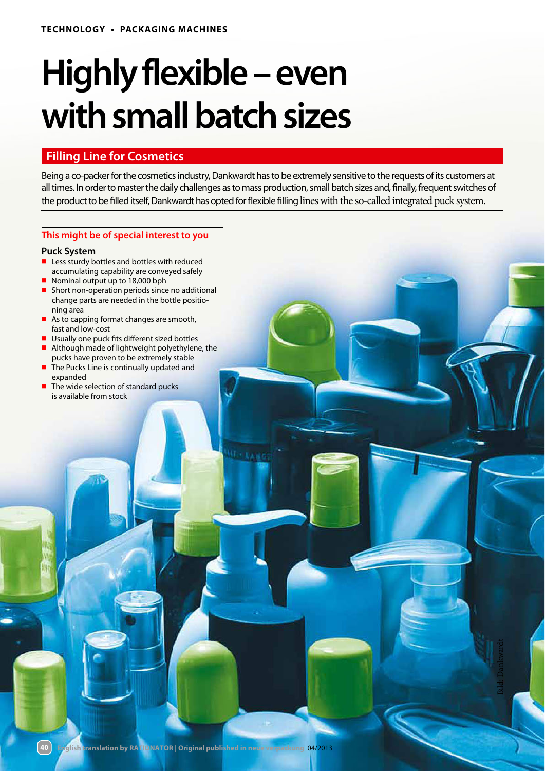# Highly flexible – even with small batch sizes

## Filling Line for Cosmetics

Being a co-packer for the cosmetics industry, Dankwardt has to be extremely sensitive to the requests of its customers at all times. In order to master the daily challenges as to mass production, small batch sizes and, finally, frequent switches of the product to be filled itself, Dankwardt has opted for flexible filling lines with the so-called integrated puck system.

### This might be of special interest to you

**Puck System**

- Less sturdy bottles and bottles with reduced accumulating capability are conveyed safely
- Nominal output up to 18,000 bph
- Short non-operation periods since no additional change parts are needed in the bottle positioning area
- As to capping format changes are smooth, fast and low-cost
- Usually one puck fits different sized bottles
- Although made of lightweight polyethylene, the pucks have proven to be extremely stable
- The Pucks Line is continually updated and expanded
- The wide selection of standard pucks is available from stock

Bild: Dankwardt

English translation by RATIONATOR | Original published in neue verpackung 04/2013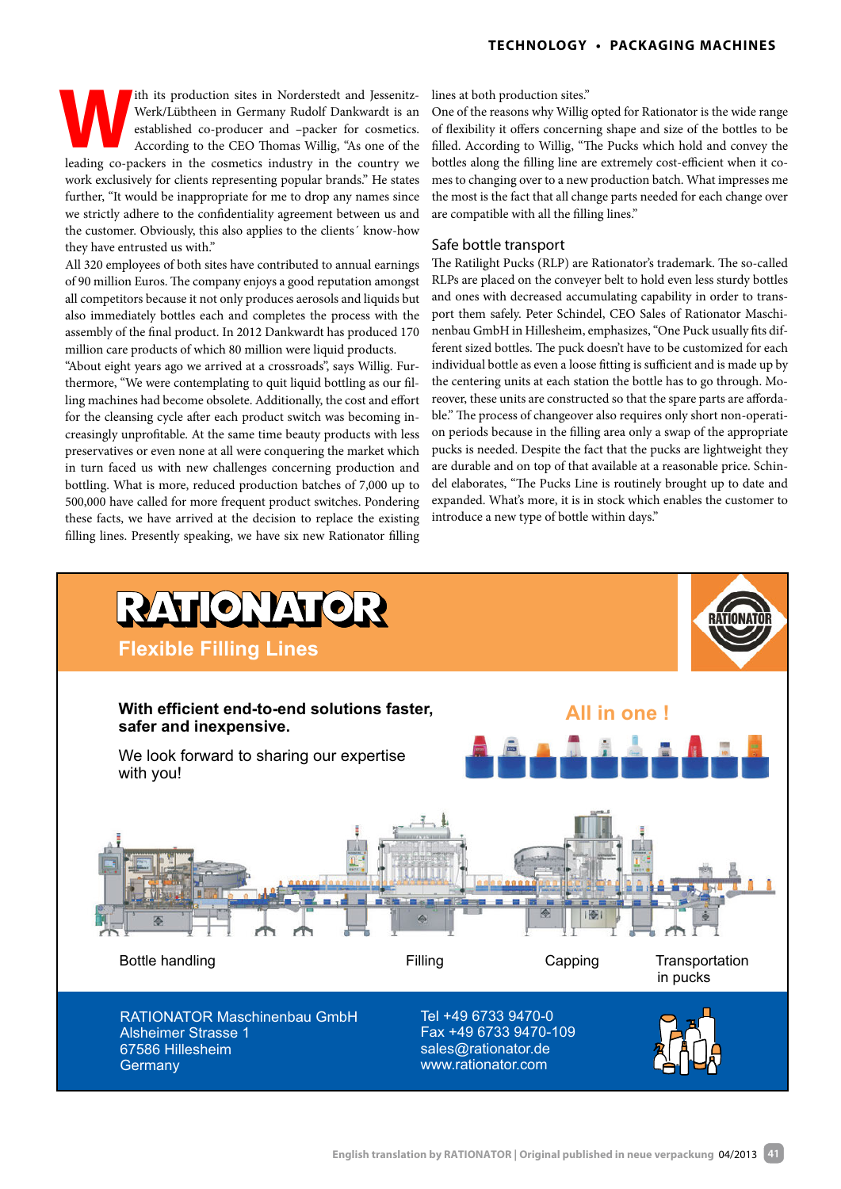With its production sites in Norderstedt and Jessenitz-Werk/Lübtheen in Germany Rudolf Dankwardt is an established co-producer and –packer for cosmetics. According to the CEO Thomas Willig, "As one of the leading co-packers in the cosmetics industry in the country we work exclusively for clients representing popular brands." He states further, "It would be inappropriate for me to drop any names since we strictly adhere to the confidentiality agreement between us and the customer. Obviously, this also applies to the clients´ know-how they have entrusted us with."

All 320 employees of both sites have contributed to annual earnings of 90 million Euros. The company enjoys a good reputation amongst all competitors because it not only produces aerosols and liquids but also immediately bottles each and completes the process with the assembly of the final product. In 2012 Dankwardt has produced 170 million care products of which 80 million were liquid products.

"About eight years ago we arrived at a crossroads", says Willig. Furthermore, "We were contemplating to quit liquid bottling as our filling machines had become obsolete. Additionally, the cost and effort for the cleansing cycle after each product switch was becoming increasingly unprofitable. At the same time beauty products with less preservatives or even none at all were conquering the market which in turn faced us with new challenges concerning production and bottling. What is more, reduced production batches of 7,000 up to 500,000 have called for more frequent product switches. Pondering these facts, we have arrived at the decision to replace the existing filling lines. Presently speaking, we have six new Rationator filling lines at both production sites."

One of the reasons why Willig opted for Rationator is the wide range of flexibility it offers concerning shape and size of the bottles to be filled. According to Willig, "The Pucks which hold and convey the bottles along the filling line are extremely cost-efficient when it comes to changing over to a new production batch. What impresses me the most is the fact that all change parts needed for each change over are compatible with all the filling lines."

## Safe bottle transport

The Ratilight Pucks (RLP) are Rationator's trademark. The so-called RLPs are placed on the conveyer belt to hold even less sturdy bottles and ones with decreased accumulating capability in order to transport them safely. Peter Schindel, CEO Sales of Rationator Maschinenbau GmbH in Hillesheim, emphasizes, "One Puck usually fits different sized bottles. The puck doesn't have to be customized for each individual bottle as even a loose fitting is sufficient and is made up by the centering units at each station the bottle has to go through. Moreover, these units are constructed so that the spare parts are affordable." The process of changeover also requires only short non-operation periods because in the filling area only a swap of the appropriate pucks is needed. Despite the fact that the pucks are lightweight they are durable and on top of that available at a reasonable price. Schindel elaborates, "The Pucks Line is routinely brought up to date and expanded. What's more, it is in stock which enables the customer to introduce a new type of bottle within days."

---

**RATIONATOR**

**Flexible Filling Lines**

**With efficient end-to-end solutions faster, safer and inexpensive.**

We look forward to sharing our expertise with you!

**All in one !**

Bottle handling | Filling | Capping | Transportation in pucks

RATIONATOR Maschinenbau GmbH
Alsheimer Strasse 1
67586 Hillesheim
Germany

Tel +49 6733 9470-0
Fax +49 6733 9470-109
sales@rationator.de
www.rationator.com

English translation by RATIONATOR | Original published in neue verpackung 04/2013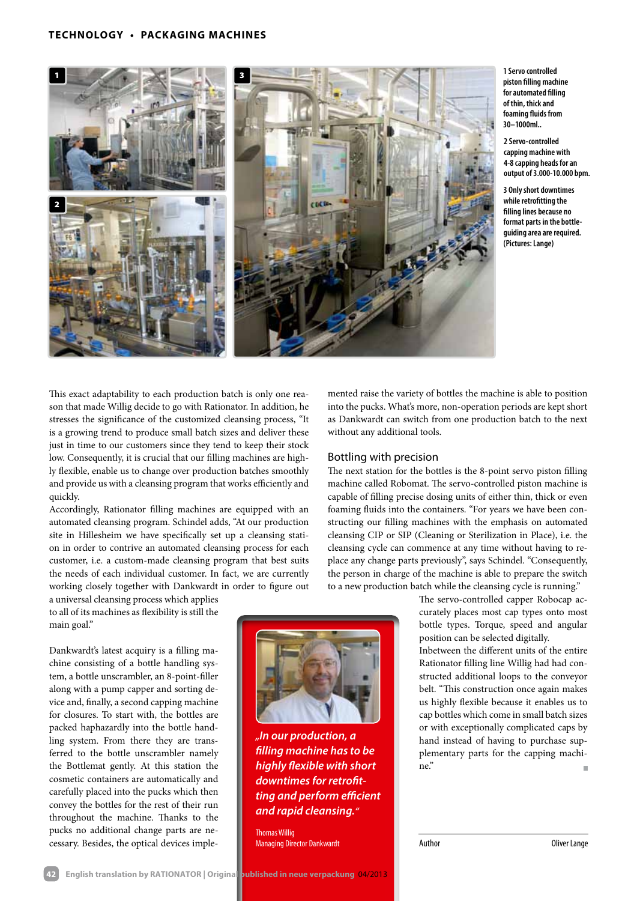1 Servo controlled piston filling machine for automated filling of thin, thick and foaming fluids from 30–1000ml..

2 Servo-controlled capping machine with 4-8 capping heads for an output of 3.000-10.000 bpm.

3 Only short downtimes while retrofitting the filling lines because no format parts in the bottle-guiding area are required. (Pictures: Lange)

This exact adaptability to each production batch is only one reason that made Willig decide to go with Rationator. In addition, he stresses the significance of the customized cleansing process, "It is a growing trend to produce small batch sizes and deliver these just in time to our customers since they tend to keep their stock low. Consequently, it is crucial that our filling machines are highly flexible, enable us to change over production batches smoothly and provide us with a cleansing program that works efficiently and quickly.

Accordingly, Rationator filling machines are equipped with an automated cleansing program. Schindel adds, "At our production site in Hillesheim we have specifically set up a cleansing station in order to contrive an automated cleansing process for each customer, i.e. a custom-made cleansing program that best suits the needs of each individual customer. In fact, we are currently working closely together with Dankwardt in order to figure out a universal cleansing process which applies to all of its machines as flexibility is still the main goal."

Dankwardt's latest acquiry is a filling machine consisting of a bottle handling system, a bottle unscrambler, an 8-point-filler along with a pump capper and sorting device for closures. To start with, the bottles are packed haphazardly into the bottle handling system. From there they are transferred to the bottle unscrambler namely the Bottlemat gently. At this station the cosmetic containers are automatically and carefully placed into the pucks which then convey the bottles for the rest of their run throughout the machine. Thanks to the pucks no additional change parts are necessary. Besides, the optical devices implemented raise the variety of bottles the machine is able to position into the pucks. What's more, non-operation periods are kept short as Dankwardt can switch from one production batch to the next without any additional tools.

## Bottling with precision

The next station for the bottles is the 8-point servo piston filling machine called Robomat. The servo-controlled piston machine is capable of filling precise dosing units of either thin, thick or even foaming fluids into the containers. "For years we have been constructing our filling machines with the emphasis on automated cleansing CIP or SIP (Cleaning or Sterilization in Place), i.e. the cleansing cycle can commence at any time without having to replace any change parts previously", says Schindel. "Consequently, the person in charge of the machine is able to prepare the switch to a new production batch while the cleansing cycle is running."

The servo-controlled capper Robocap accurately places most cap types onto most bottle types. Torque, speed and angular position can be selected digitally.

Inbetween the different units of the entire Rationator filling line Willig had had constructed additional loops to the conveyor belt. "This construction once again makes us highly flexible because it enables us to cap bottles which come in small batch sizes or with exceptionally complicated caps by hand instead of having to purchase supplementary parts for the capping machine."

*„In our production, a filling machine has to be highly flexible with short downtimes for retrofitting and perform efficient and rapid cleansing."*

Thomas Willig
Managing Director Dankwardt

Author Oliver Lange

English translation by RATIONATOR | Original published in neue verpackung 04/2013